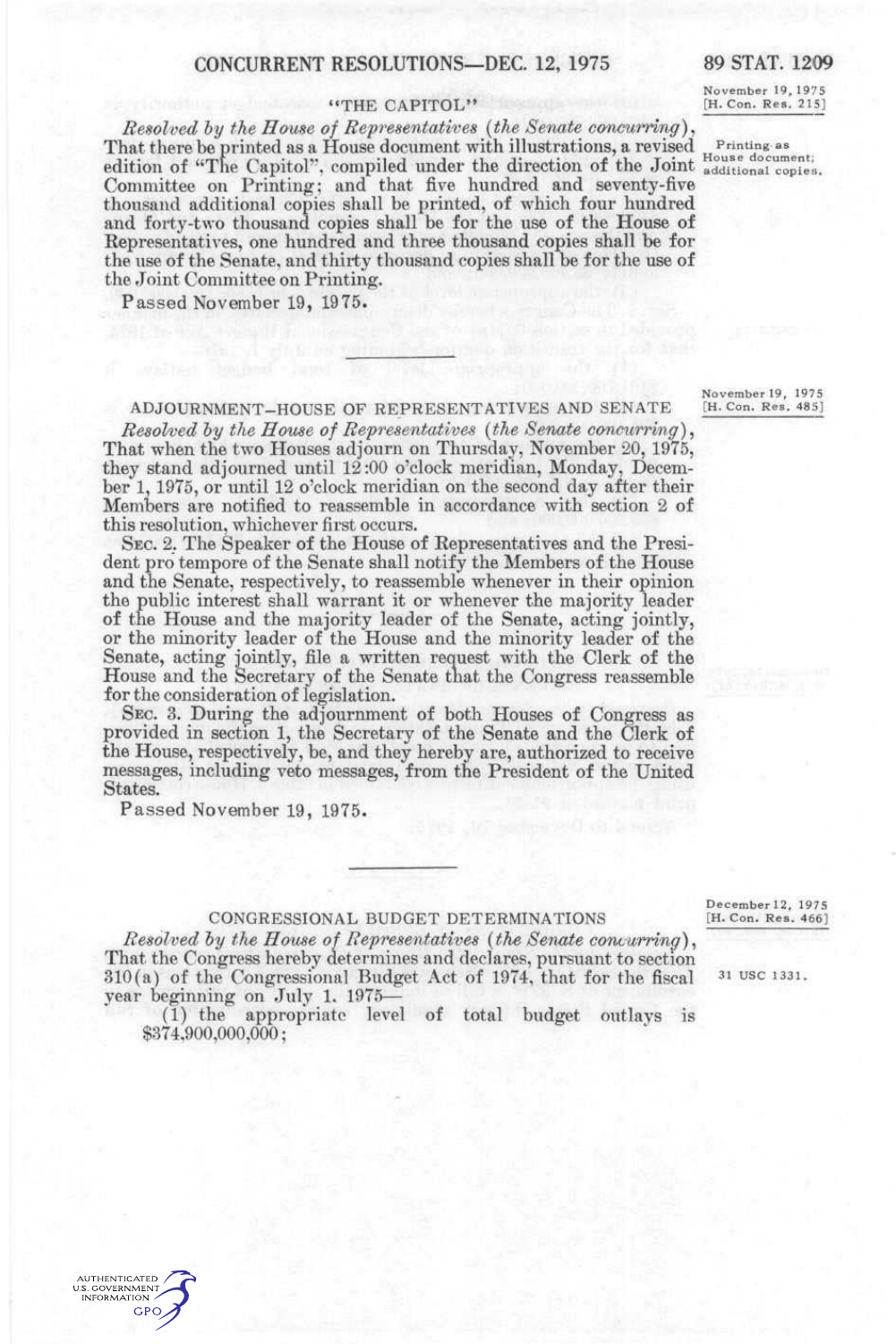November 19, 1975
[H. Con. Res. 215]

## "THE CAPITOL"

*Resolved by the House of Representatives (the Senate concurring)*, That there be printed as a House document with illustrations, a revised edition of "The Capitol", compiled under the direction of the Joint Committee on Printing; and that five hundred and seventy-five thousand additional copies shall be printed, of which four hundred and forty-two thousand copies shall be for the use of the House of Representatives, one hundred and three thousand copies shall be for the use of the Senate, and thirty thousand copies shall be for the use of the Joint Committee on Printing.

Printing as House document; additional copies.

Passed November 19, 1975.

---

November 19, 1975
[H. Con. Res. 485]

## ADJOURNMENT–HOUSE OF REPRESENTATIVES AND SENATE

*Resolved by the House of Representatives (the Senate concurring)*, That when the two Houses adjourn on Thursday, November 20, 1975, they stand adjourned until 12:00 o'clock meridian, Monday, December 1, 1975, or until 12 o'clock meridian on the second day after their Members are notified to reassemble in accordance with section 2 of this resolution, whichever first occurs.

SEC. 2. The Speaker of the House of Representatives and the President pro tempore of the Senate shall notify the Members of the House and the Senate, respectively, to reassemble whenever in their opinion the public interest shall warrant it or whenever the majority leader of the House and the majority leader of the Senate, acting jointly, or the minority leader of the House and the minority leader of the Senate, acting jointly, file a written request with the Clerk of the House and the Secretary of the Senate that the Congress reassemble for the consideration of legislation.

SEC. 3. During the adjournment of both Houses of Congress as provided in section 1, the Secretary of the Senate and the Clerk of the House, respectively, be, and they hereby are, authorized to receive messages, including veto messages, from the President of the United States.

Passed November 19, 1975.

---

December 12, 1975
[H. Con. Res. 466]

## CONGRESSIONAL BUDGET DETERMINATIONS

*Resolved by the House of Representatives (the Senate concurring)*, That the Congress hereby determines and declares, pursuant to section 310(a) of the Congressional Budget Act of 1974, that for the fiscal year beginning on July 1. 1975—

31 USC 1331.

(1) the appropriate level of total budget outlays is $374,900,000,000;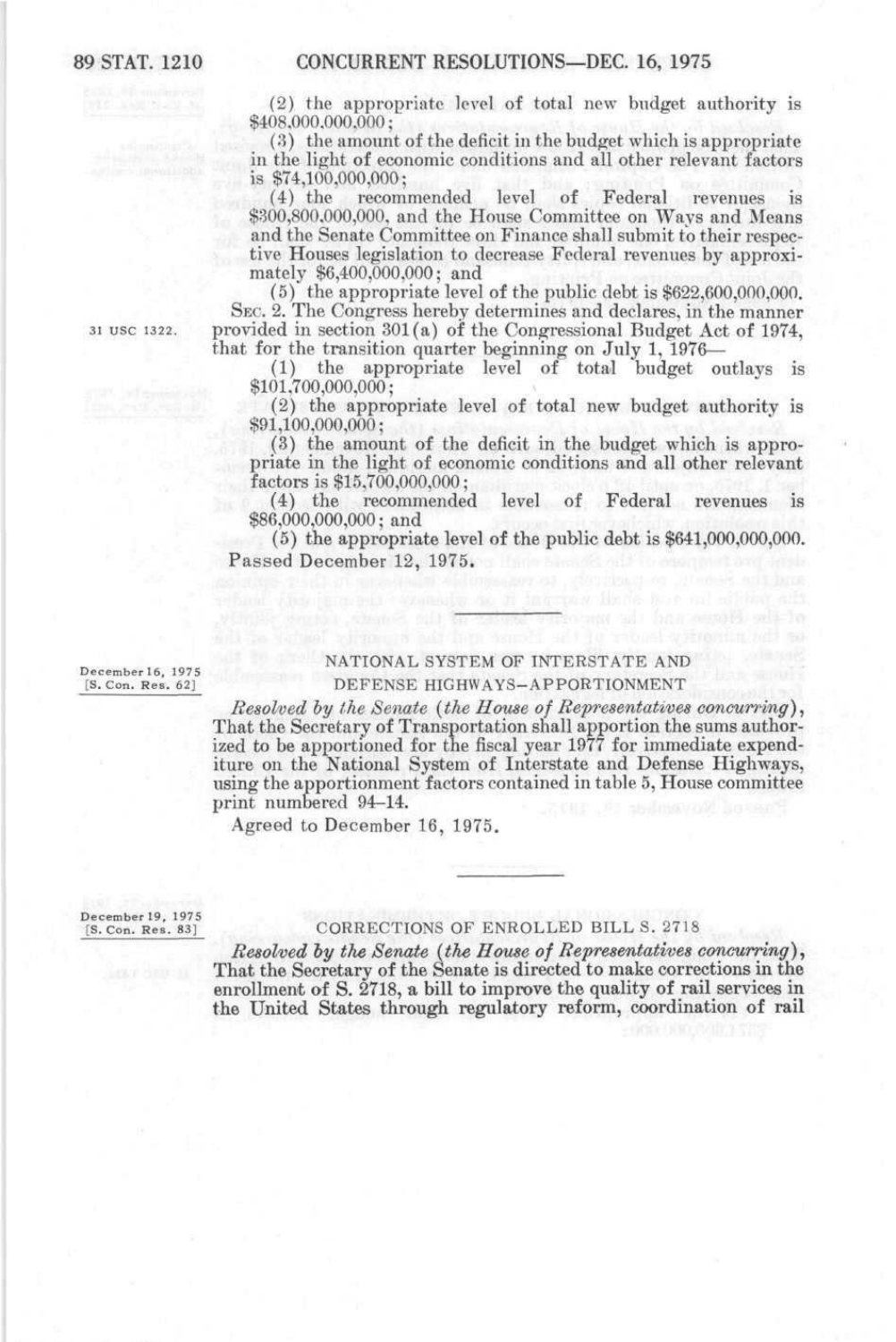(2) the appropriate level of total new budget authority is $408,000,000,000;

(3) the amount of the deficit in the budget which is appropriate in the light of economic conditions and all other relevant factors is $74,100,000,000;

(4) the recommended level of Federal revenues is $300,800,000,000, and the House Committee on Ways and Means and the Senate Committee on Finance shall submit to their respective Houses legislation to decrease Federal revenues by approximately $6,400,000,000; and

(5) the appropriate level of the public debt is $622,600,000,000.

SEC. 2. The Congress hereby determines and declares, in the manner provided in section 301(a) of the Congressional Budget Act of 1974, that for the transition quarter beginning on July 1, 1976—

31 USC 1322.

(1) the appropriate level of total budget outlays is $101,700,000,000;

(2) the appropriate level of total new budget authority is $91,100,000,000;

(3) the amount of the deficit in the budget which is appropriate in the light of economic conditions and all other relevant factors is $15,700,000,000;

(4) the recommended level of Federal revenues is $86,000,000,000; and

(5) the appropriate level of the public debt is $641,000,000,000.

Passed December 12, 1975.

December 16, 1975
[S. Con. Res. 62]

## NATIONAL SYSTEM OF INTERSTATE AND DEFENSE HIGHWAYS—APPORTIONMENT

*Resolved by the Senate (the House of Representatives concurring)*, That the Secretary of Transportation shall apportion the sums authorized to be apportioned for the fiscal year 1977 for immediate expenditure on the National System of Interstate and Defense Highways, using the apportionment factors contained in table 5, House committee print numbered 94–14.

Agreed to December 16, 1975.

December 19, 1975
[S. Con. Res. 83]

## CORRECTIONS OF ENROLLED BILL S. 2718

*Resolved by the Senate (the House of Representatives concurring)*, That the Secretary of the Senate is directed to make corrections in the enrollment of S. 2718, a bill to improve the quality of rail services in the United States through regulatory reform, coordination of rail